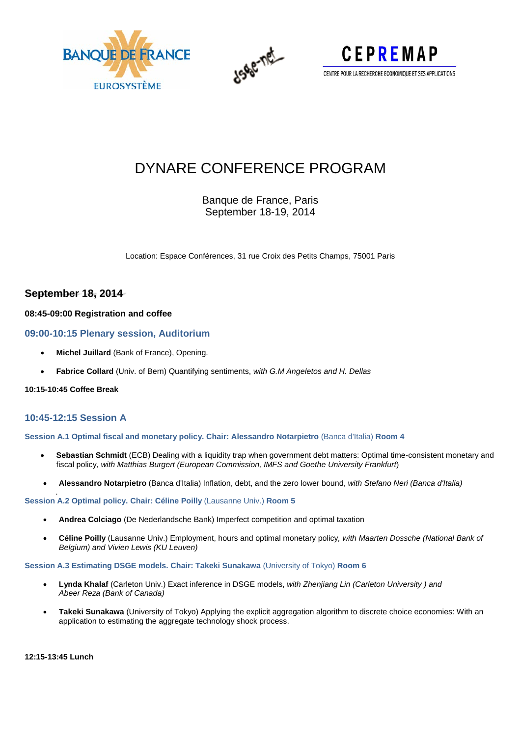# DYNARE CONFERENCE PROGRAM

Banque de France, Paris
September 18-19, 2014

Location: Espace Conférences, 31 rue Croix des Petits Champs, 75001 Paris

## September 18, 2014

**08:45-09:00 Registration and coffee**

### 09:00-10:15 Plenary session, Auditorium

- **Michel Juillard** (Bank of France), Opening.
- **Fabrice Collard** (Univ. of Bern) Quantifying sentiments, *with G.M Angeletos and H. Dellas*

**10:15-10:45 Coffee Break**

### 10:45-12:15 Session A

**Session A.1 Optimal fiscal and monetary policy. Chair: Alessandro Notarpietro** (Banca d'Italia) **Room 4**

- **Sebastian Schmidt** (ECB) Dealing with a liquidity trap when government debt matters: Optimal time-consistent monetary and fiscal policy, *with Matthias Burgert (European Commission, IMFS and Goethe University Frankfurt*)
- **Alessandro Notarpietro** (Banca d'Italia) Inflation, debt, and the zero lower bound, *with Stefano Neri (Banca d'Italia)*

**Session A.2 Optimal policy. Chair: Céline Poilly** (Lausanne Univ.) **Room 5**

- **Andrea Colciago** (De Nederlandsche Bank) Imperfect competition and optimal taxation
- **Céline Poilly** (Lausanne Univ.) Employment, hours and optimal monetary policy, *with Maarten Dossche (National Bank of Belgium) and Vivien Lewis (KU Leuven)*

**Session A.3 Estimating DSGE models. Chair: Takeki Sunakawa** (University of Tokyo) **Room 6**

- **Lynda Khalaf** (Carleton Univ.) Exact inference in DSGE models, *with Zhenjiang Lin (Carleton University ) and Abeer Reza (Bank of Canada)*
- **Takeki Sunakawa** (University of Tokyo) Applying the explicit aggregation algorithm to discrete choice economies: With an application to estimating the aggregate technology shock process.

**12:15-13:45 Lunch**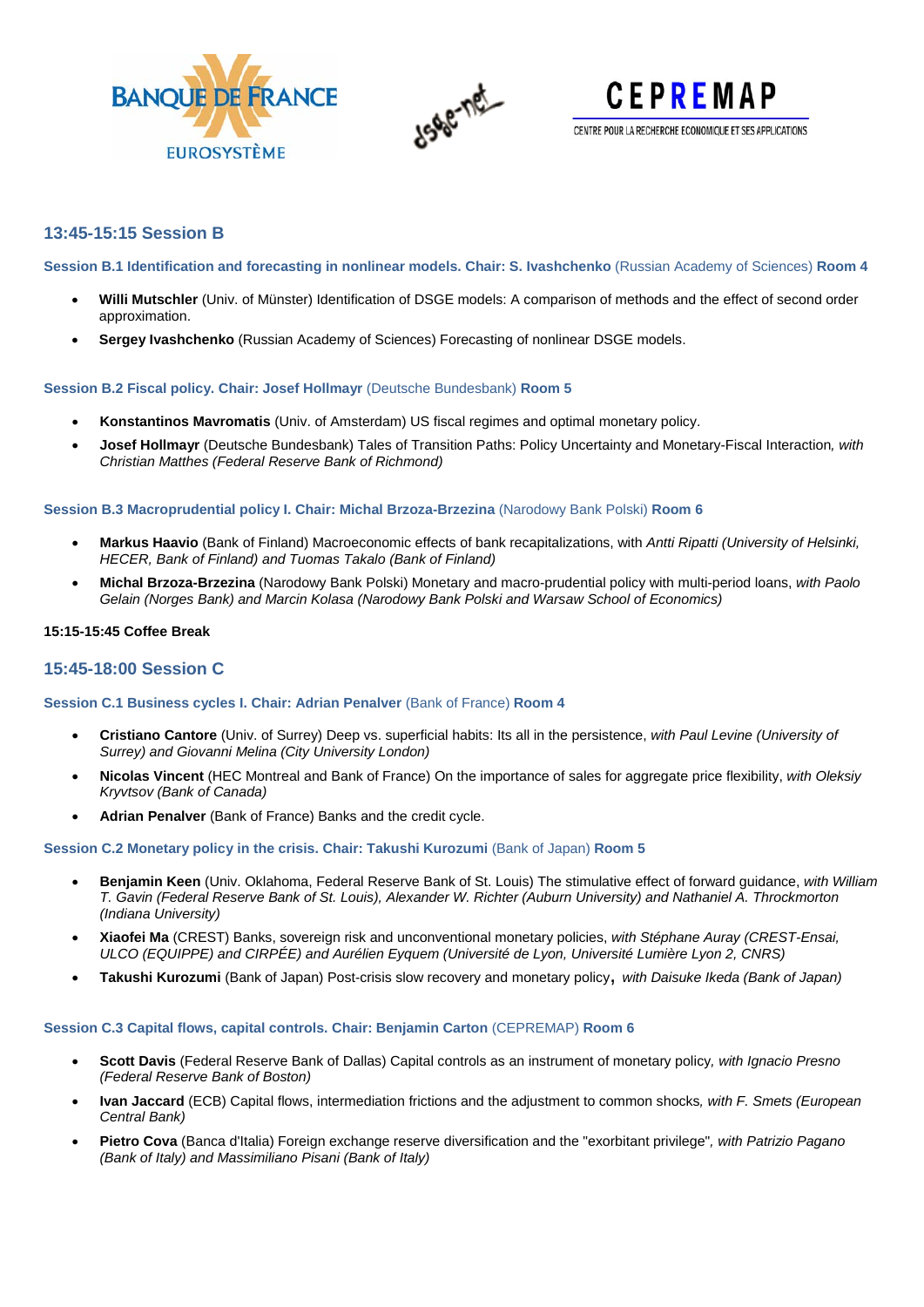## 13:45-15:15 Session B

### Session B.1 Identification and forecasting in nonlinear models. Chair: S. Ivashchenko (Russian Academy of Sciences) Room 4

- **Willi Mutschler** (Univ. of Münster) Identification of DSGE models: A comparison of methods and the effect of second order approximation.
- **Sergey Ivashchenko** (Russian Academy of Sciences) Forecasting of nonlinear DSGE models.

### Session B.2 Fiscal policy. Chair: Josef Hollmayr (Deutsche Bundesbank) Room 5

- **Konstantinos Mavromatis** (Univ. of Amsterdam) US fiscal regimes and optimal monetary policy.
- **Josef Hollmayr** (Deutsche Bundesbank) Tales of Transition Paths: Policy Uncertainty and Monetary-Fiscal Interaction*, with Christian Matthes (Federal Reserve Bank of Richmond)*

### Session B.3 Macroprudential policy I. Chair: Michal Brzoza-Brzezina (Narodowy Bank Polski) Room 6

- **Markus Haavio** (Bank of Finland) Macroeconomic effects of bank recapitalizations, with *Antti Ripatti (University of Helsinki, HECER, Bank of Finland) and Tuomas Takalo (Bank of Finland)*
- **Michal Brzoza-Brzezina** (Narodowy Bank Polski) Monetary and macro-prudential policy with multi-period loans, *with Paolo Gelain (Norges Bank) and Marcin Kolasa (Narodowy Bank Polski and Warsaw School of Economics)*

**15:15-15:45 Coffee Break**

## 15:45-18:00 Session C

### Session C.1 Business cycles I. Chair: Adrian Penalver (Bank of France) Room 4

- **Cristiano Cantore** (Univ. of Surrey) Deep vs. superficial habits: Its all in the persistence, *with Paul Levine (University of Surrey) and Giovanni Melina (City University London)*
- **Nicolas Vincent** (HEC Montreal and Bank of France) On the importance of sales for aggregate price flexibility, *with Oleksiy Kryvtsov (Bank of Canada)*
- **Adrian Penalver** (Bank of France) Banks and the credit cycle.

### Session C.2 Monetary policy in the crisis. Chair: Takushi Kurozumi (Bank of Japan) Room 5

- **Benjamin Keen** (Univ. Oklahoma, Federal Reserve Bank of St. Louis) The stimulative effect of forward guidance, *with William T. Gavin (Federal Reserve Bank of St. Louis), Alexander W. Richter (Auburn University) and Nathaniel A. Throckmorton (Indiana University)*
- **Xiaofei Ma** (CREST) Banks, sovereign risk and unconventional monetary policies, *with Stéphane Auray (CREST-Ensai, ULCO (EQUIPPE) and CIRPÉE) and Aurélien Eyquem (Université de Lyon, Université Lumière Lyon 2, CNRS)*
- **Takushi Kurozumi** (Bank of Japan) Post-crisis slow recovery and monetary policy, *with Daisuke Ikeda (Bank of Japan)*

### Session C.3 Capital flows, capital controls. Chair: Benjamin Carton (CEPREMAP) Room 6

- **Scott Davis** (Federal Reserve Bank of Dallas) Capital controls as an instrument of monetary policy*, with Ignacio Presno (Federal Reserve Bank of Boston)*
- **Ivan Jaccard** (ECB) Capital flows, intermediation frictions and the adjustment to common shocks*, with F. Smets (European Central Bank)*
- **Pietro Cova** (Banca d'Italia) Foreign exchange reserve diversification and the "exorbitant privilege"*, with Patrizio Pagano (Bank of Italy) and Massimiliano Pisani (Bank of Italy)*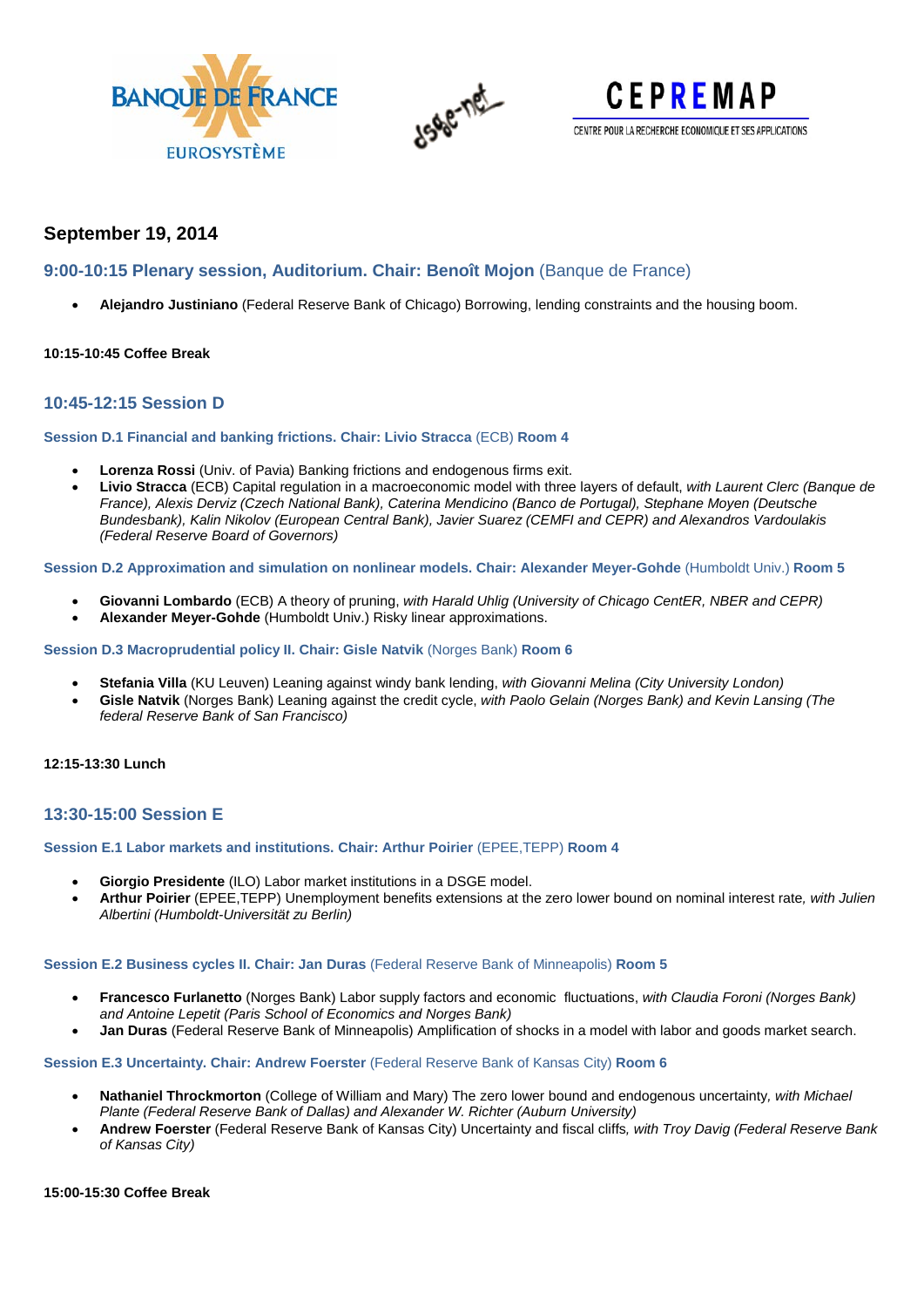BANQUE DE FRANCE EUROSYSTÈME | dsge-net | CEPREMAP CENTRE POUR LA RECHERCHE ECONOMIQUE ET SES APPLICATIONS

## September 19, 2014

### 9:00-10:15 Plenary session, Auditorium. Chair: Benoît Mojon (Banque de France)

- **Alejandro Justiniano** (Federal Reserve Bank of Chicago) Borrowing, lending constraints and the housing boom.

**10:15-10:45 Coffee Break**

### 10:45-12:15 Session D

#### Session D.1 Financial and banking frictions. Chair: Livio Stracca (ECB) Room 4

- **Lorenza Rossi** (Univ. of Pavia) Banking frictions and endogenous firms exit.
- **Livio Stracca** (ECB) Capital regulation in a macroeconomic model with three layers of default, *with Laurent Clerc (Banque de France), Alexis Derviz (Czech National Bank), Caterina Mendicino (Banco de Portugal), Stephane Moyen (Deutsche Bundesbank), Kalin Nikolov (European Central Bank), Javier Suarez (CEMFI and CEPR) and Alexandros Vardoulakis (Federal Reserve Board of Governors)*

#### Session D.2 Approximation and simulation on nonlinear models. Chair: Alexander Meyer-Gohde (Humboldt Univ.) Room 5

- **Giovanni Lombardo** (ECB) A theory of pruning, *with Harald Uhlig (University of Chicago CentER, NBER and CEPR)*
- **Alexander Meyer-Gohde** (Humboldt Univ.) Risky linear approximations.

#### Session D.3 Macroprudential policy II. Chair: Gisle Natvik (Norges Bank) Room 6

- **Stefania Villa** (KU Leuven) Leaning against windy bank lending, *with Giovanni Melina (City University London)*
- **Gisle Natvik** (Norges Bank) Leaning against the credit cycle, *with Paolo Gelain (Norges Bank) and Kevin Lansing (The federal Reserve Bank of San Francisco)*

**12:15-13:30 Lunch**

### 13:30-15:00 Session E

#### Session E.1 Labor markets and institutions. Chair: Arthur Poirier (EPEE,TEPP) Room 4

- **Giorgio Presidente** (ILO) Labor market institutions in a DSGE model.
- **Arthur Poirier** (EPEE,TEPP) Unemployment benefits extensions at the zero lower bound on nominal interest rate*, with Julien Albertini (Humboldt-Universität zu Berlin)*

#### Session E.2 Business cycles II. Chair: Jan Duras (Federal Reserve Bank of Minneapolis) Room 5

- **Francesco Furlanetto** (Norges Bank) Labor supply factors and economic fluctuations, *with Claudia Foroni (Norges Bank) and Antoine Lepetit (Paris School of Economics and Norges Bank)*
- **Jan Duras** (Federal Reserve Bank of Minneapolis) Amplification of shocks in a model with labor and goods market search.

#### Session E.3 Uncertainty. Chair: Andrew Foerster (Federal Reserve Bank of Kansas City) Room 6

- **Nathaniel Throckmorton** (College of William and Mary) The zero lower bound and endogenous uncertainty*, with Michael Plante (Federal Reserve Bank of Dallas) and Alexander W. Richter (Auburn University)*
- **Andrew Foerster** (Federal Reserve Bank of Kansas City) Uncertainty and fiscal cliffs*, with Troy Davig (Federal Reserve Bank of Kansas City)*

**15:00-15:30 Coffee Break**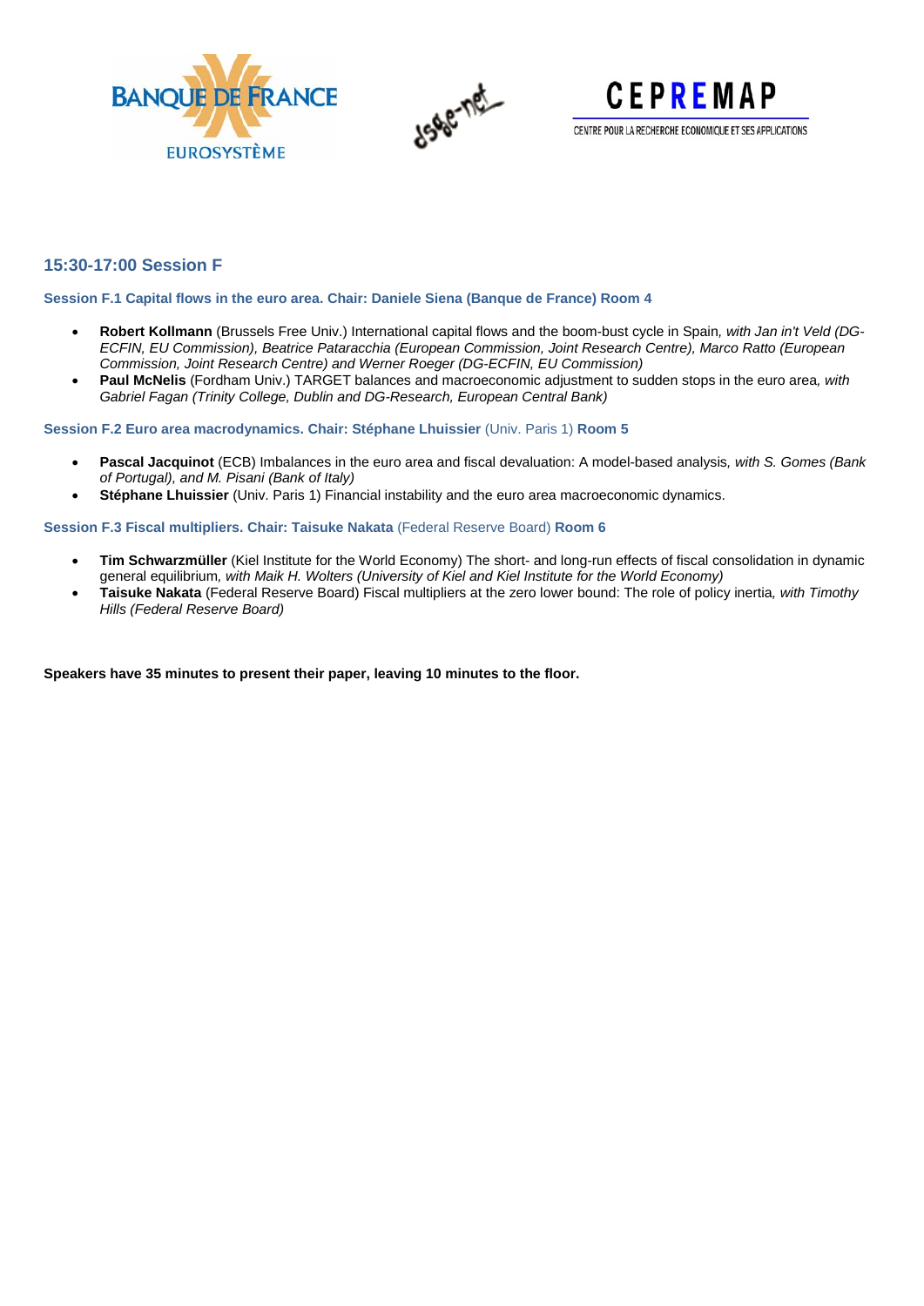## 15:30-17:00 Session F

### Session F.1 Capital flows in the euro area. Chair: Daniele Siena (Banque de France) Room 4

- **Robert Kollmann** (Brussels Free Univ.) International capital flows and the boom-bust cycle in Spain*, with Jan in't Veld (DG-ECFIN, EU Commission), Beatrice Pataracchia (European Commission, Joint Research Centre), Marco Ratto (European Commission, Joint Research Centre) and Werner Roeger (DG-ECFIN, EU Commission)*
- **Paul McNelis** (Fordham Univ.) TARGET balances and macroeconomic adjustment to sudden stops in the euro area*, with Gabriel Fagan (Trinity College, Dublin and DG-Research, European Central Bank)*

### Session F.2 Euro area macrodynamics. Chair: Stéphane Lhuissier (Univ. Paris 1) Room 5

- **Pascal Jacquinot** (ECB) Imbalances in the euro area and fiscal devaluation: A model-based analysis*, with S. Gomes (Bank of Portugal), and M. Pisani (Bank of Italy)*
- **Stéphane Lhuissier** (Univ. Paris 1) Financial instability and the euro area macroeconomic dynamics.

### Session F.3 Fiscal multipliers. Chair: Taisuke Nakata (Federal Reserve Board) Room 6

- **Tim Schwarzmüller** (Kiel Institute for the World Economy) The short- and long-run effects of fiscal consolidation in dynamic general equilibrium*, with Maik H. Wolters (University of Kiel and Kiel Institute for the World Economy)*
- **Taisuke Nakata** (Federal Reserve Board) Fiscal multipliers at the zero lower bound: The role of policy inertia*, with Timothy Hills (Federal Reserve Board)*

**Speakers have 35 minutes to present their paper, leaving 10 minutes to the floor.**